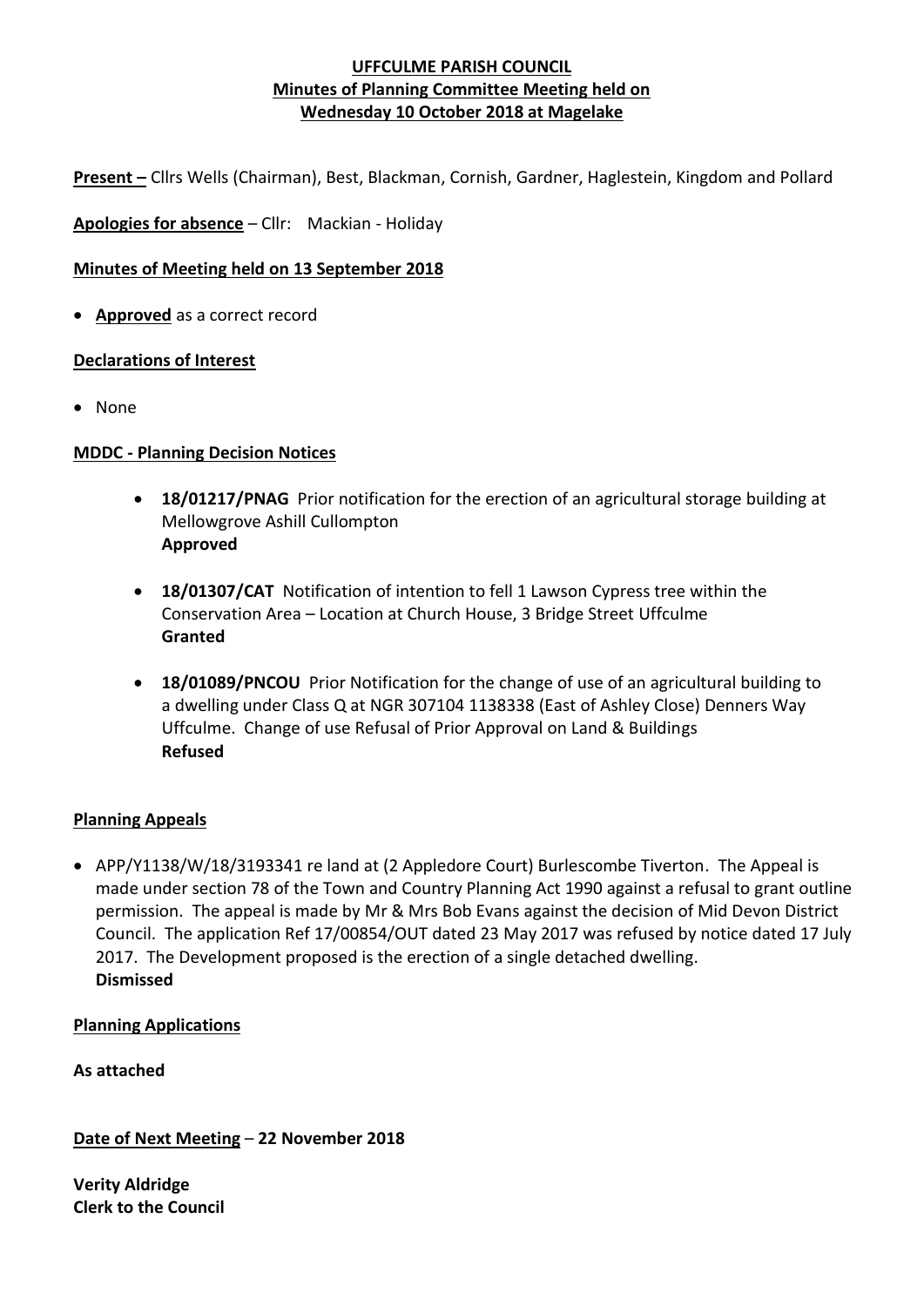# UFFCULME PARISH COUNCIL
## Minutes of Planning Committee Meeting held on Wednesday 10 October 2018 at Magelake

**Present –** Cllrs Wells (Chairman), Best, Blackman, Cornish, Gardner, Haglestein, Kingdom and Pollard

**Apologies for absence** – Cllr: Mackian - Holiday

### Minutes of Meeting held on 13 September 2018

- **Approved** as a correct record

### Declarations of Interest

- None

### MDDC - Planning Decision Notices

- **18/01217/PNAG** Prior notification for the erection of an agricultural storage building at Mellowgrove Ashill Cullompton
  **Approved**

- **18/01307/CAT** Notification of intention to fell 1 Lawson Cypress tree within the Conservation Area – Location at Church House, 3 Bridge Street Uffculme
  **Granted**

- **18/01089/PNCOU** Prior Notification for the change of use of an agricultural building to a dwelling under Class Q at NGR 307104 1138338 (East of Ashley Close) Denners Way Uffculme. Change of use Refusal of Prior Approval on Land & Buildings
  **Refused**

### Planning Appeals

- APP/Y1138/W/18/3193341 re land at (2 Appledore Court) Burlescombe Tiverton. The Appeal is made under section 78 of the Town and Country Planning Act 1990 against a refusal to grant outline permission. The appeal is made by Mr & Mrs Bob Evans against the decision of Mid Devon District Council. The application Ref 17/00854/OUT dated 23 May 2017 was refused by notice dated 17 July 2017. The Development proposed is the erection of a single detached dwelling.
  **Dismissed**

### Planning Applications

**As attached**

**Date of Next Meeting** – **22 November 2018**

**Verity Aldridge**
**Clerk to the Council**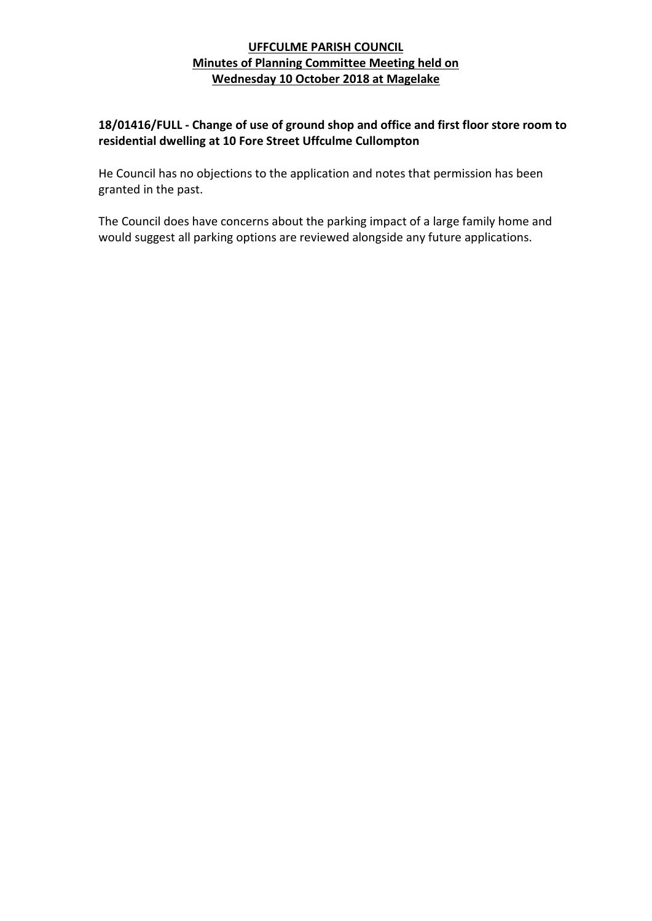**UFFCULME PARISH COUNCIL**
**Minutes of Planning Committee Meeting held on**
**Wednesday 10 October 2018 at Magelake**

**18/01416/FULL - Change of use of ground shop and office and first floor store room to residential dwelling at 10 Fore Street Uffculme Cullompton**

He Council has no objections to the application and notes that permission has been granted in the past.

The Council does have concerns about the parking impact of a large family home and would suggest all parking options are reviewed alongside any future applications.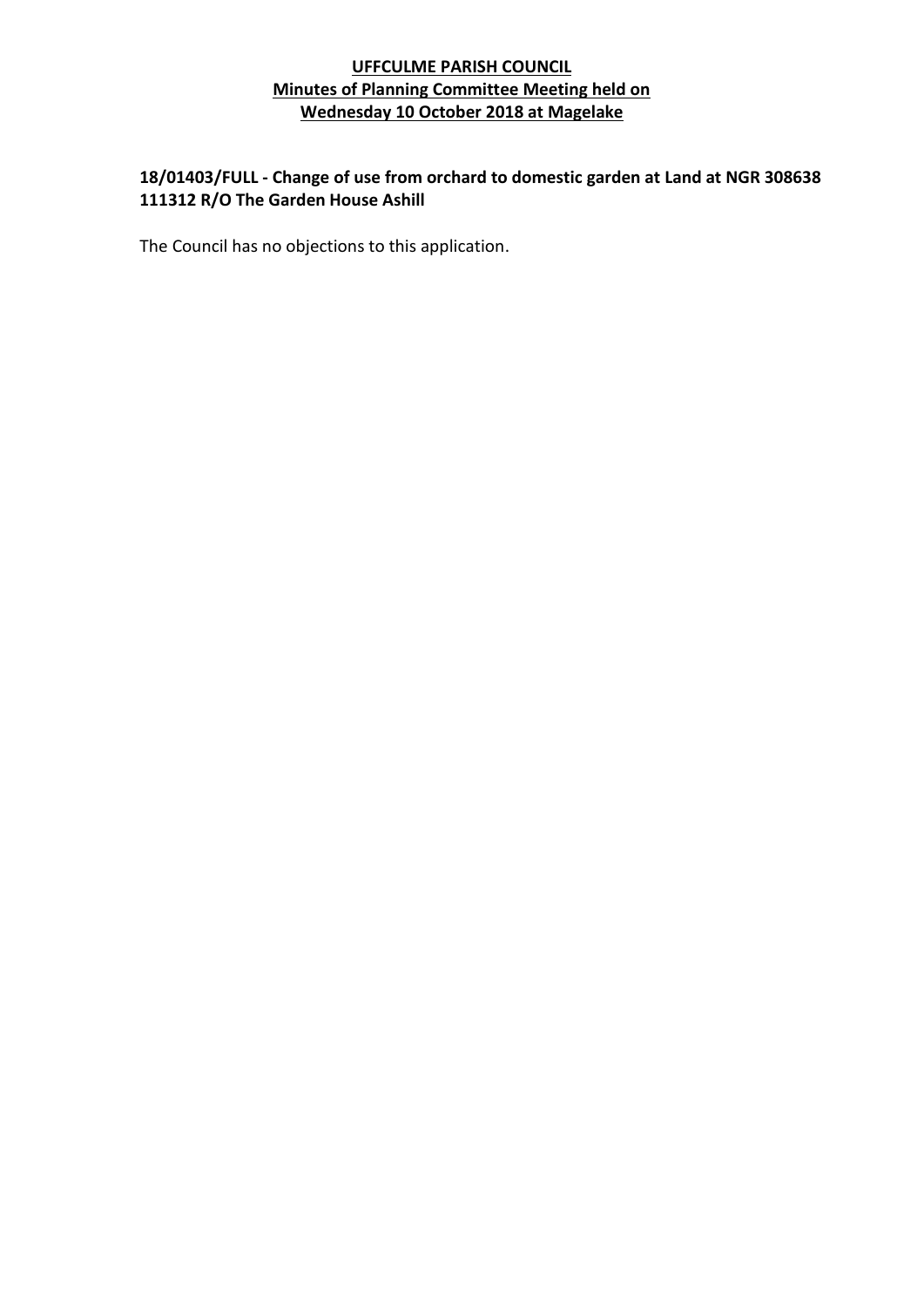**UFFCULME PARISH COUNCIL**
**Minutes of Planning Committee Meeting held on**
**Wednesday 10 October 2018 at Magelake**

**18/01403/FULL - Change of use from orchard to domestic garden at Land at NGR 308638 111312 R/O The Garden House Ashill**

The Council has no objections to this application.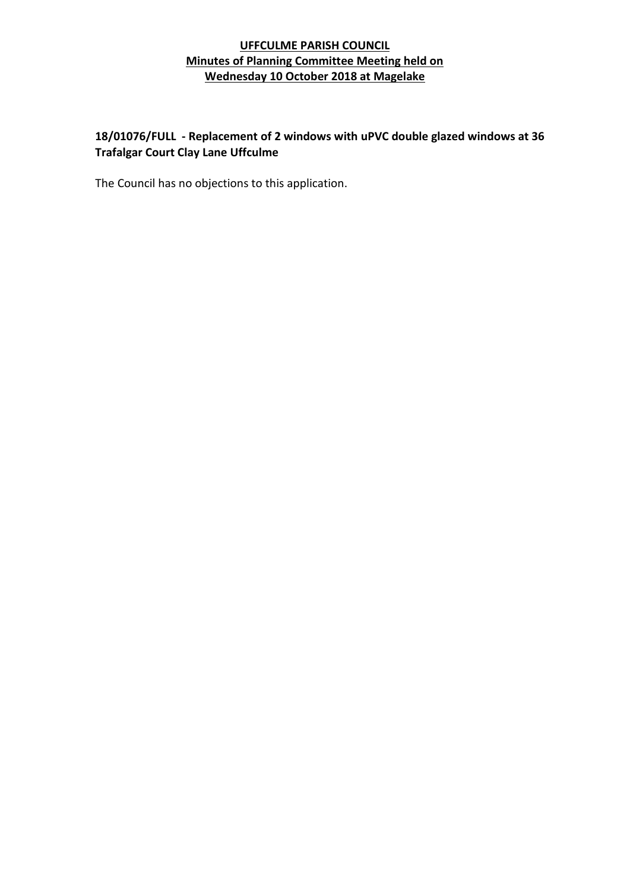**UFFCULME PARISH COUNCIL**
**Minutes of Planning Committee Meeting held on**
**Wednesday 10 October 2018 at Magelake**

**18/01076/FULL - Replacement of 2 windows with uPVC double glazed windows at 36 Trafalgar Court Clay Lane Uffculme**

The Council has no objections to this application.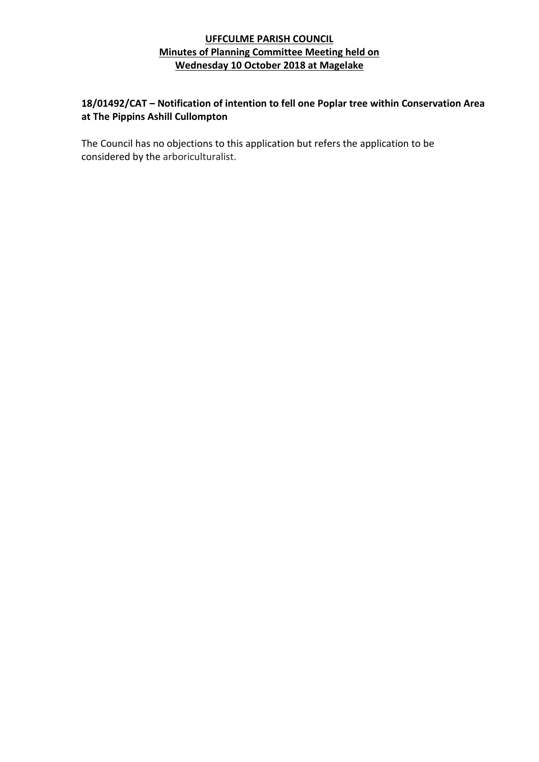**UFFCULME PARISH COUNCIL**
**Minutes of Planning Committee Meeting held on**
**Wednesday 10 October 2018 at Magelake**

**18/01492/CAT – Notification of intention to fell one Poplar tree within Conservation Area at The Pippins Ashill Cullompton**

The Council has no objections to this application but refers the application to be considered by the arboriculturalist.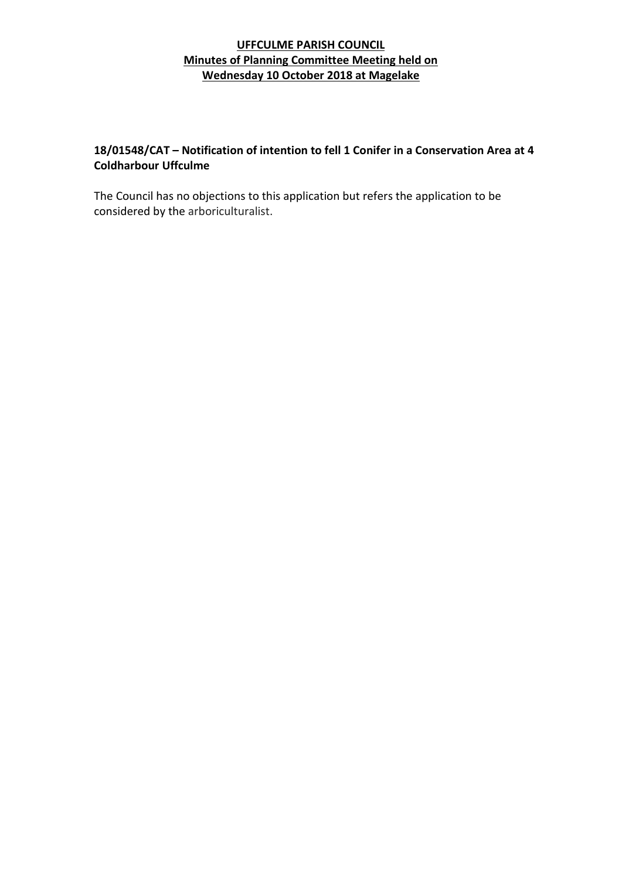**UFFCULME PARISH COUNCIL**
**Minutes of Planning Committee Meeting held on**
**Wednesday 10 October 2018 at Magelake**

**18/01548/CAT – Notification of intention to fell 1 Conifer in a Conservation Area at 4 Coldharbour Uffculme**

The Council has no objections to this application but refers the application to be considered by the arboriculturalist.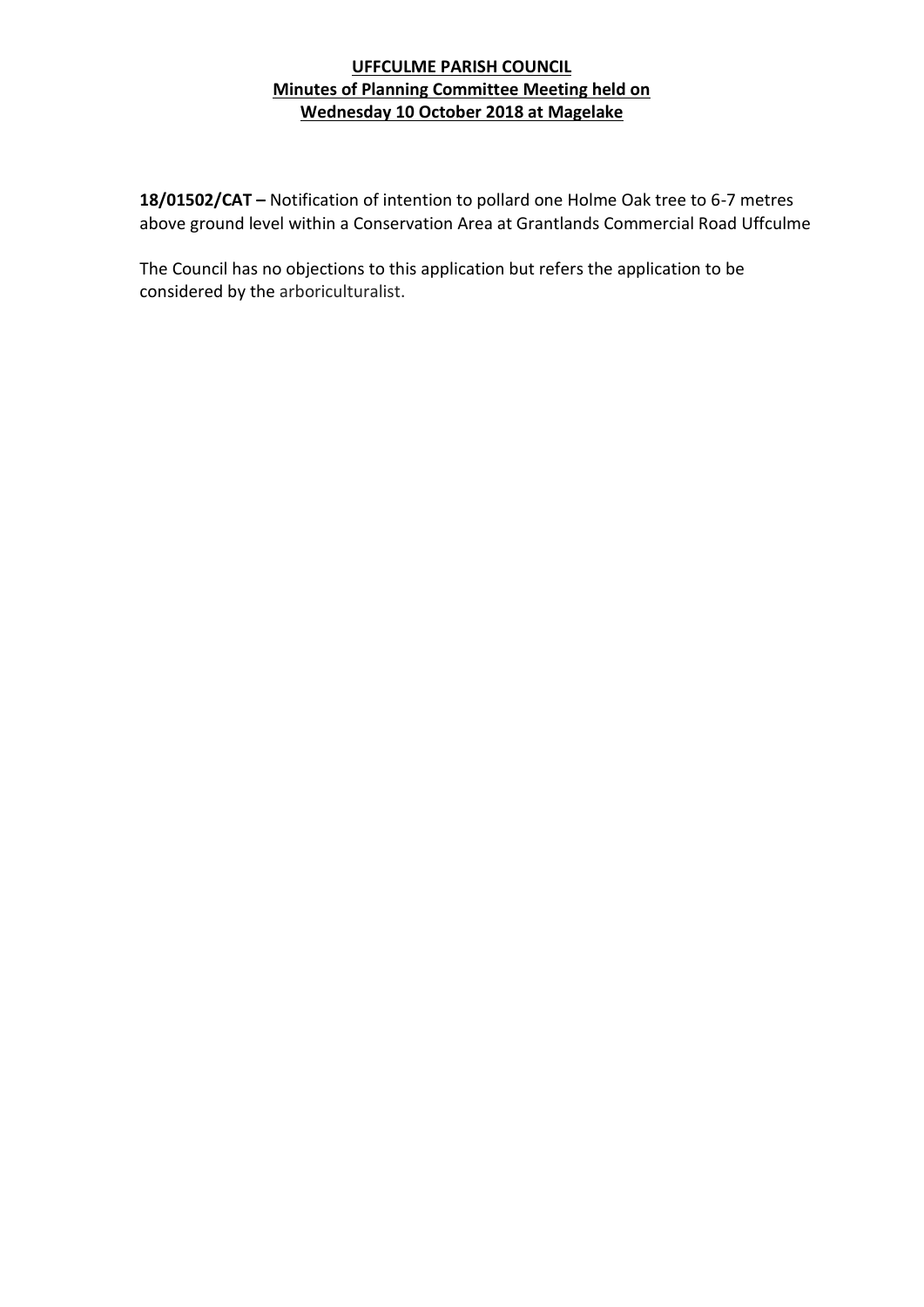**UFFCULME PARISH COUNCIL**
**Minutes of Planning Committee Meeting held on**
**Wednesday 10 October 2018 at Magelake**

**18/01502/CAT –** Notification of intention to pollard one Holme Oak tree to 6-7 metres above ground level within a Conservation Area at Grantlands Commercial Road Uffculme

The Council has no objections to this application but refers the application to be considered by the arboriculturalist.